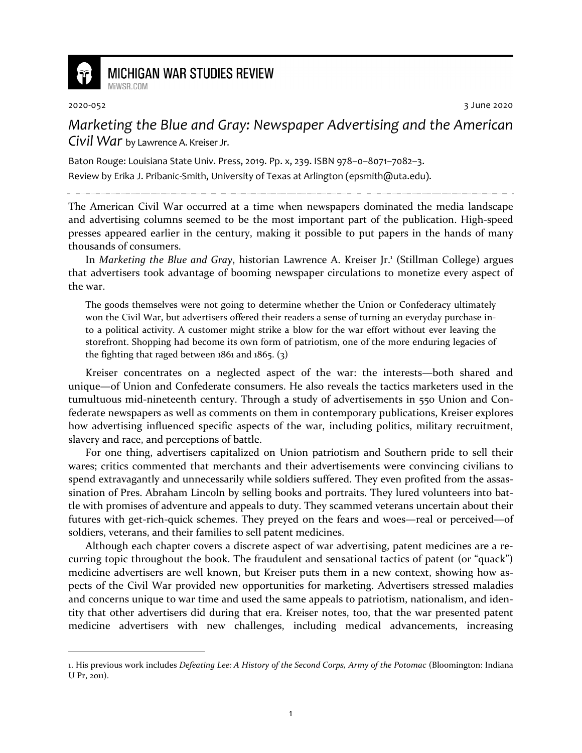MICHIGAN WAR STUDIES REVIEW
MiWSR.COM

2020-052 3 June 2020

# *Marketing the Blue and Gray: Newspaper Advertising and the American Civil War* by Lawrence A. Kreiser Jr.

Baton Rouge: Louisiana State Univ. Press, 2019. Pp. x, 239. ISBN 978–0–8071–7082–3.
Review by Erika J. Pribanic-Smith, University of Texas at Arlington (epsmith@uta.edu).

---

The American Civil War occurred at a time when newspapers dominated the media landscape and advertising columns seemed to be the most important part of the publication. High-speed presses appeared earlier in the century, making it possible to put papers in the hands of many thousands of consumers.

In *Marketing the Blue and Gray*, historian Lawrence A. Kreiser Jr.[1] (Stillman College) argues that advertisers took advantage of booming newspaper circulations to monetize every aspect of the war.

> The goods themselves were not going to determine whether the Union or Confederacy ultimately won the Civil War, but advertisers offered their readers a sense of turning an everyday purchase into a political activity. A customer might strike a blow for the war effort without ever leaving the storefront. Shopping had become its own form of patriotism, one of the more enduring legacies of the fighting that raged between 1861 and 1865. (3)

Kreiser concentrates on a neglected aspect of the war: the interests—both shared and unique—of Union and Confederate consumers. He also reveals the tactics marketers used in the tumultuous mid-nineteenth century. Through a study of advertisements in 550 Union and Confederate newspapers as well as comments on them in contemporary publications, Kreiser explores how advertising influenced specific aspects of the war, including politics, military recruitment, slavery and race, and perceptions of battle.

For one thing, advertisers capitalized on Union patriotism and Southern pride to sell their wares; critics commented that merchants and their advertisements were convincing civilians to spend extravagantly and unnecessarily while soldiers suffered. They even profited from the assassination of Pres. Abraham Lincoln by selling books and portraits. They lured volunteers into battle with promises of adventure and appeals to duty. They scammed veterans uncertain about their futures with get-rich-quick schemes. They preyed on the fears and woes—real or perceived—of soldiers, veterans, and their families to sell patent medicines.

Although each chapter covers a discrete aspect of war advertising, patent medicines are a recurring topic throughout the book. The fraudulent and sensational tactics of patent (or "quack") medicine advertisers are well known, but Kreiser puts them in a new context, showing how aspects of the Civil War provided new opportunities for marketing. Advertisers stressed maladies and concerns unique to war time and used the same appeals to patriotism, nationalism, and identity that other advertisers did during that era. Kreiser notes, too, that the war presented patent medicine advertisers with new challenges, including medical advancements, increasing

---

1. His previous work includes *Defeating Lee: A History of the Second Corps, Army of the Potomac* (Bloomington: Indiana U Pr, 2011).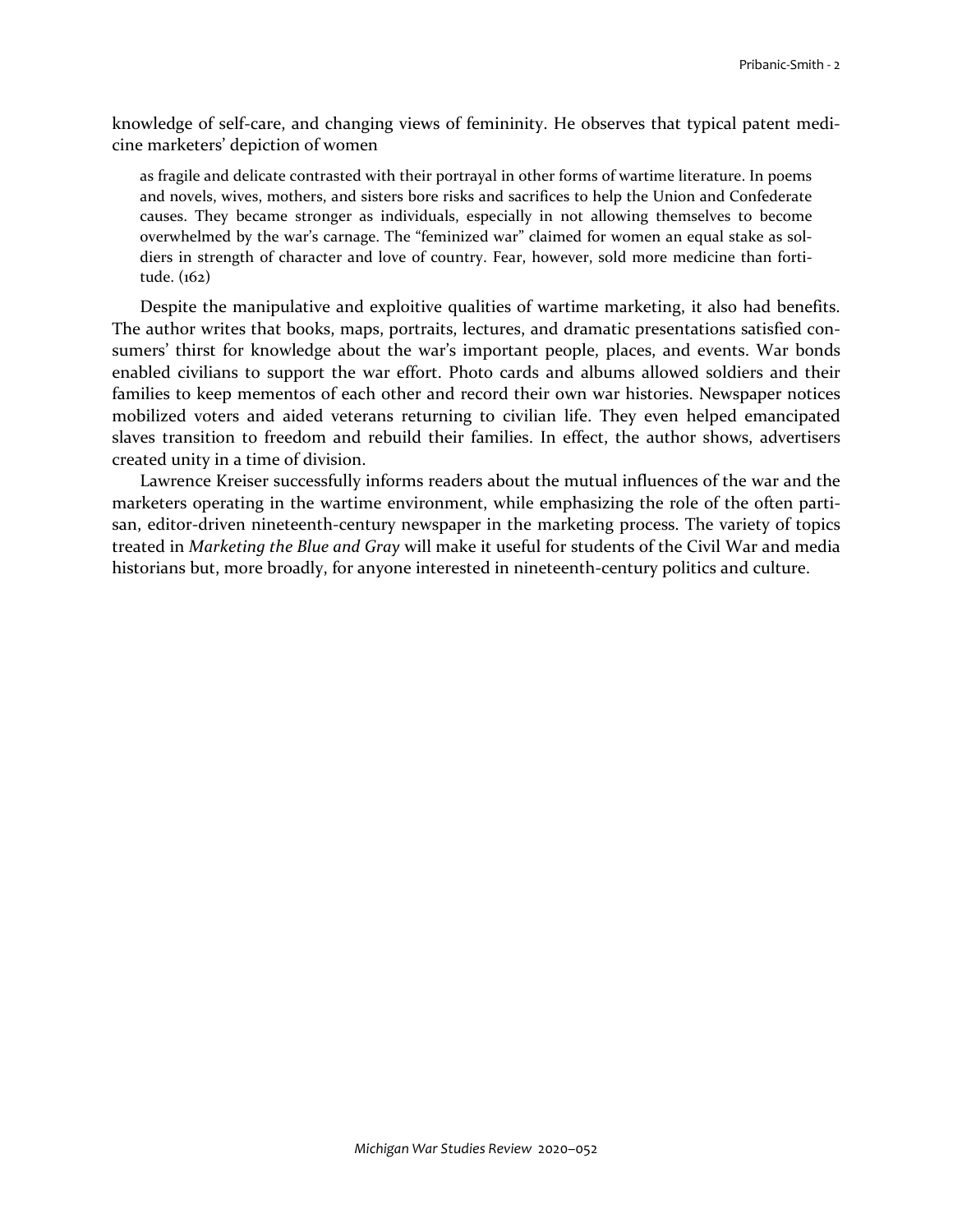knowledge of self-care, and changing views of femininity. He observes that typical patent medicine marketers' depiction of women

> as fragile and delicate contrasted with their portrayal in other forms of wartime literature. In poems and novels, wives, mothers, and sisters bore risks and sacrifices to help the Union and Confederate causes. They became stronger as individuals, especially in not allowing themselves to become overwhelmed by the war's carnage. The "feminized war" claimed for women an equal stake as soldiers in strength of character and love of country. Fear, however, sold more medicine than fortitude. (162)

Despite the manipulative and exploitive qualities of wartime marketing, it also had benefits. The author writes that books, maps, portraits, lectures, and dramatic presentations satisfied consumers' thirst for knowledge about the war's important people, places, and events. War bonds enabled civilians to support the war effort. Photo cards and albums allowed soldiers and their families to keep mementos of each other and record their own war histories. Newspaper notices mobilized voters and aided veterans returning to civilian life. They even helped emancipated slaves transition to freedom and rebuild their families. In effect, the author shows, advertisers created unity in a time of division.

Lawrence Kreiser successfully informs readers about the mutual influences of the war and the marketers operating in the wartime environment, while emphasizing the role of the often partisan, editor-driven nineteenth-century newspaper in the marketing process. The variety of topics treated in *Marketing the Blue and Gray* will make it useful for students of the Civil War and media historians but, more broadly, for anyone interested in nineteenth-century politics and culture.